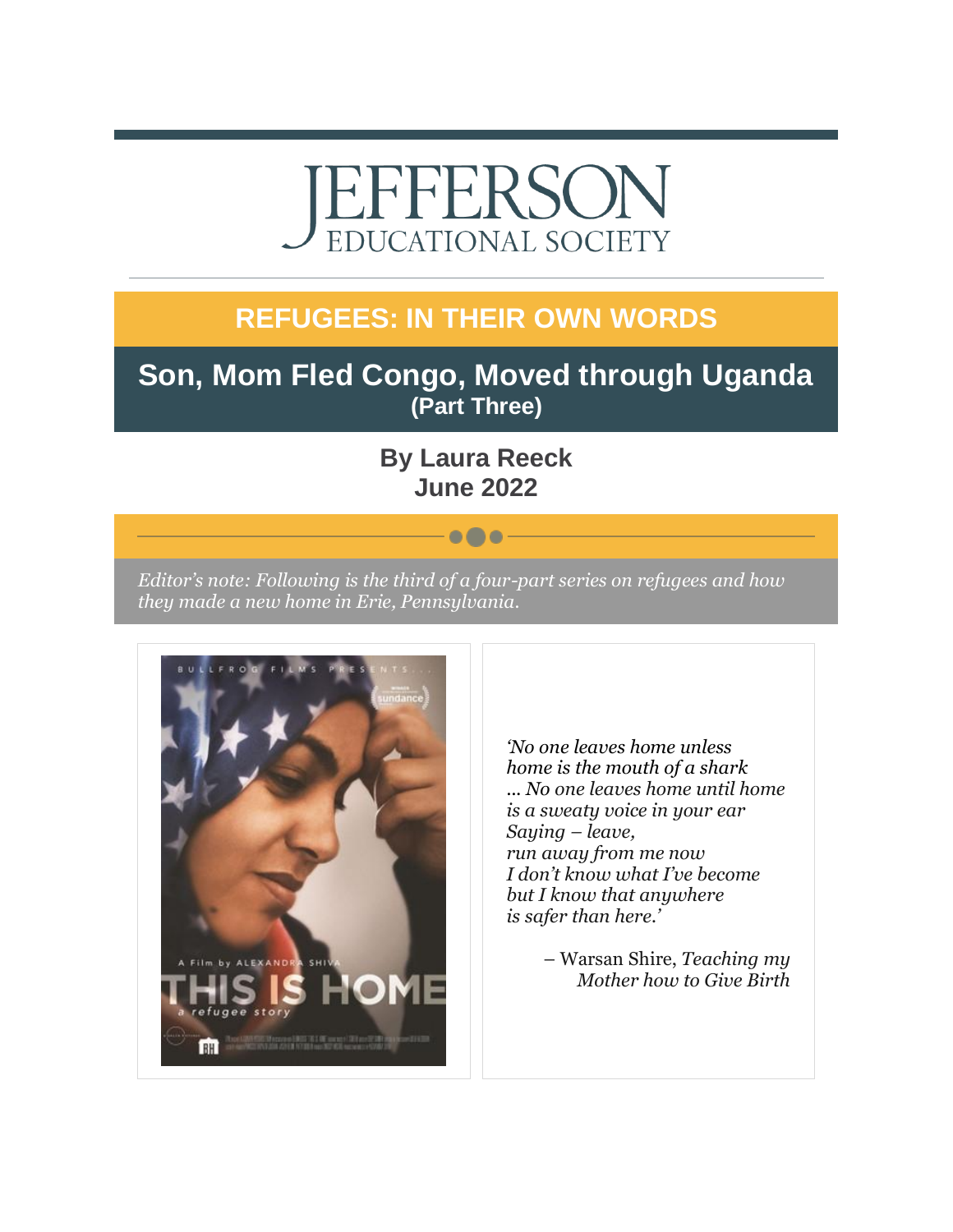# JEFFERSON
EDUCATIONAL SOCIETY

## REFUGEES: IN THEIR OWN WORDS

## Son, Mom Fled Congo, Moved through Uganda
**(Part Three)**

**By Laura Reeck**
**June 2022**

*Editor's note: Following is the third of a four-part series on refugees and how they made a new home in Erie, Pennsylvania.*

*'No one leaves home unless*
*home is the mouth of a shark*
*... No one leaves home until home*
*is a sweaty voice in your ear*
*Saying – leave,*
*run away from me now*
*I don't know what I've become*
*but I know that anywhere*
*is safer than here.'*

– Warsan Shire, *Teaching my Mother how to Give Birth*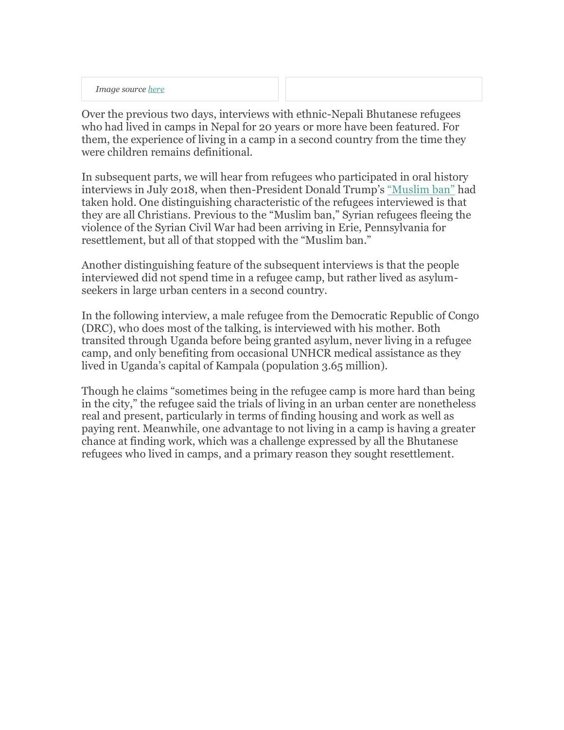*Image source [here]*

Over the previous two days, interviews with ethnic-Nepali Bhutanese refugees who had lived in camps in Nepal for 20 years or more have been featured. For them, the experience of living in a camp in a second country from the time they were children remains definitional.

In subsequent parts, we will hear from refugees who participated in oral history interviews in July 2018, when then-President Donald Trump's "Muslim ban" had taken hold. One distinguishing characteristic of the refugees interviewed is that they are all Christians. Previous to the "Muslim ban," Syrian refugees fleeing the violence of the Syrian Civil War had been arriving in Erie, Pennsylvania for resettlement, but all of that stopped with the "Muslim ban."

Another distinguishing feature of the subsequent interviews is that the people interviewed did not spend time in a refugee camp, but rather lived as asylum-seekers in large urban centers in a second country.

In the following interview, a male refugee from the Democratic Republic of Congo (DRC), who does most of the talking, is interviewed with his mother. Both transited through Uganda before being granted asylum, never living in a refugee camp, and only benefiting from occasional UNHCR medical assistance as they lived in Uganda's capital of Kampala (population 3.65 million).

Though he claims "sometimes being in the refugee camp is more hard than being in the city," the refugee said the trials of living in an urban center are nonetheless real and present, particularly in terms of finding housing and work as well as paying rent. Meanwhile, one advantage to not living in a camp is having a greater chance at finding work, which was a challenge expressed by all the Bhutanese refugees who lived in camps, and a primary reason they sought resettlement.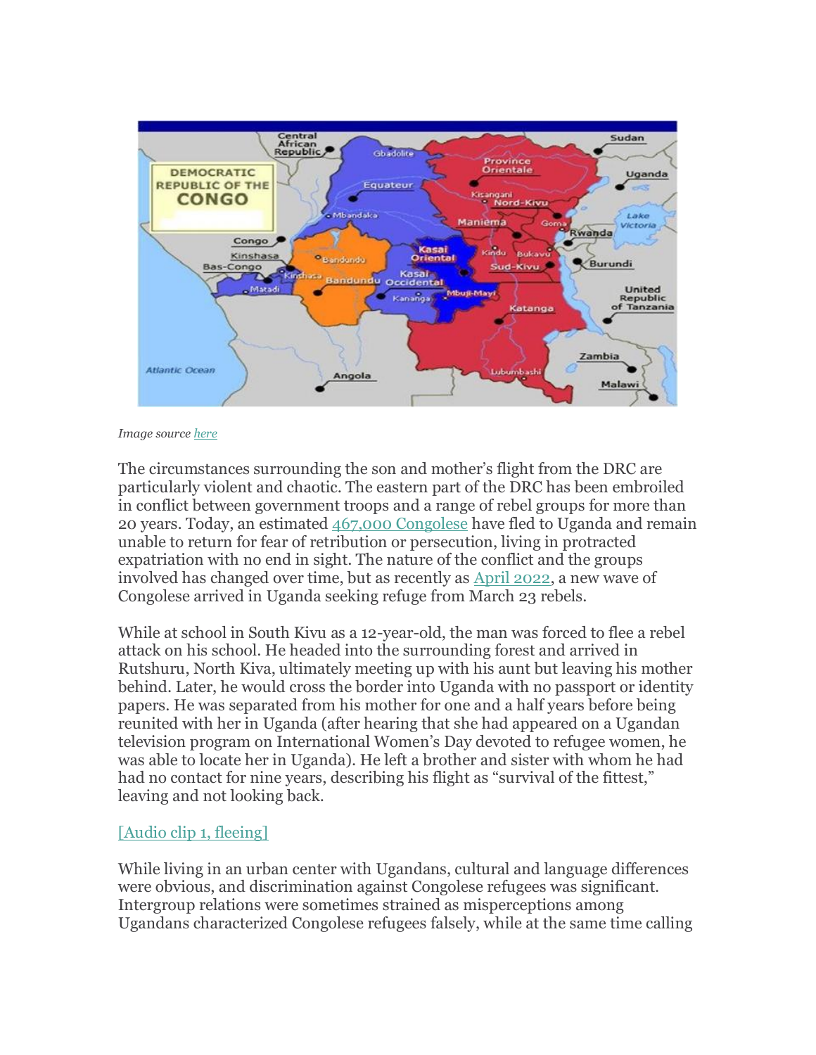*Image source here*

The circumstances surrounding the son and mother's flight from the DRC are particularly violent and chaotic. The eastern part of the DRC has been embroiled in conflict between government troops and a range of rebel groups for more than 20 years. Today, an estimated 467,000 Congolese have fled to Uganda and remain unable to return for fear of retribution or persecution, living in protracted expatriation with no end in sight. The nature of the conflict and the groups involved has changed over time, but as recently as April 2022, a new wave of Congolese arrived in Uganda seeking refuge from March 23 rebels.

While at school in South Kivu as a 12-year-old, the man was forced to flee a rebel attack on his school. He headed into the surrounding forest and arrived in Rutshuru, North Kiva, ultimately meeting up with his aunt but leaving his mother behind. Later, he would cross the border into Uganda with no passport or identity papers. He was separated from his mother for one and a half years before being reunited with her in Uganda (after hearing that she had appeared on a Ugandan television program on International Women's Day devoted to refugee women, he was able to locate her in Uganda). He left a brother and sister with whom he had had no contact for nine years, describing his flight as "survival of the fittest," leaving and not looking back.

[Audio clip 1, fleeing]

While living in an urban center with Ugandans, cultural and language differences were obvious, and discrimination against Congolese refugees was significant. Intergroup relations were sometimes strained as misperceptions among Ugandans characterized Congolese refugees falsely, while at the same time calling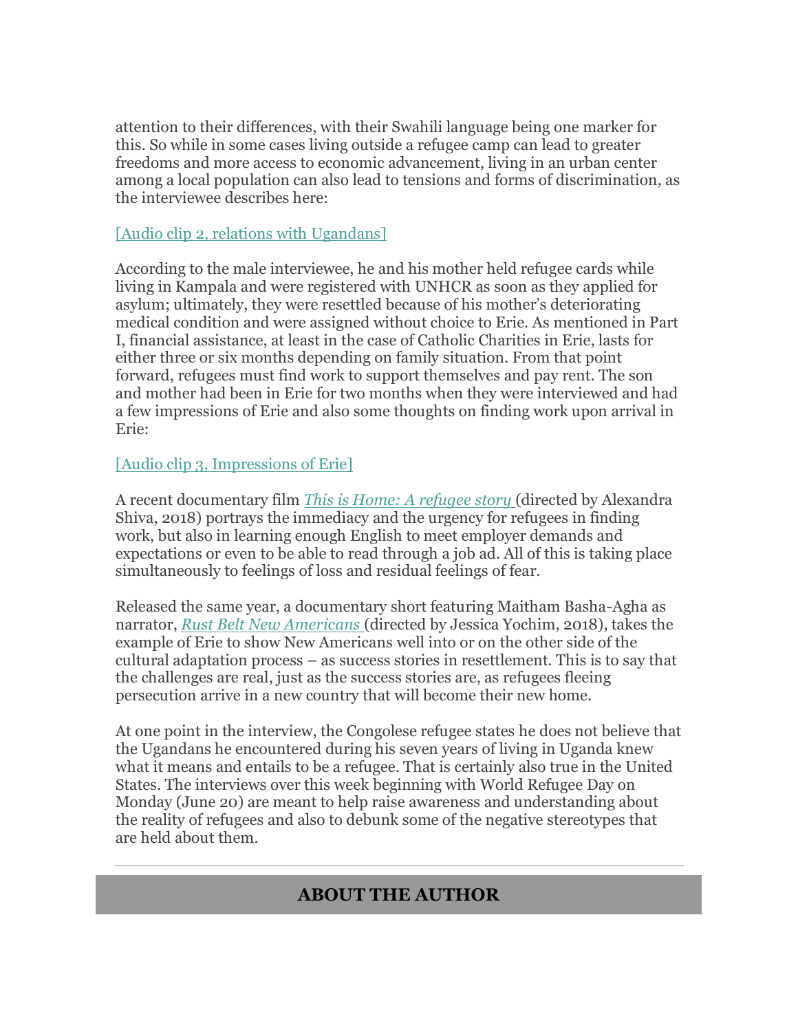attention to their differences, with their Swahili language being one marker for this. So while in some cases living outside a refugee camp can lead to greater freedoms and more access to economic advancement, living in an urban center among a local population can also lead to tensions and forms of discrimination, as the interviewee describes here:

[Audio clip 2, relations with Ugandans]

According to the male interviewee, he and his mother held refugee cards while living in Kampala and were registered with UNHCR as soon as they applied for asylum; ultimately, they were resettled because of his mother's deteriorating medical condition and were assigned without choice to Erie. As mentioned in Part I, financial assistance, at least in the case of Catholic Charities in Erie, lasts for either three or six months depending on family situation. From that point forward, refugees must find work to support themselves and pay rent. The son and mother had been in Erie for two months when they were interviewed and had a few impressions of Erie and also some thoughts on finding work upon arrival in Erie:

[Audio clip 3, Impressions of Erie]

A recent documentary film *This is Home: A refugee story* (directed by Alexandra Shiva, 2018) portrays the immediacy and the urgency for refugees in finding work, but also in learning enough English to meet employer demands and expectations or even to be able to read through a job ad. All of this is taking place simultaneously to feelings of loss and residual feelings of fear.

Released the same year, a documentary short featuring Maitham Basha-Agha as narrator, *Rust Belt New Americans* (directed by Jessica Yochim, 2018), takes the example of Erie to show New Americans well into or on the other side of the cultural adaptation process – as success stories in resettlement. This is to say that the challenges are real, just as the success stories are, as refugees fleeing persecution arrive in a new country that will become their new home.

At one point in the interview, the Congolese refugee states he does not believe that the Ugandans he encountered during his seven years of living in Uganda knew what it means and entails to be a refugee. That is certainly also true in the United States. The interviews over this week beginning with World Refugee Day on Monday (June 20) are meant to help raise awareness and understanding about the reality of refugees and also to debunk some of the negative stereotypes that are held about them.

---

## ABOUT THE AUTHOR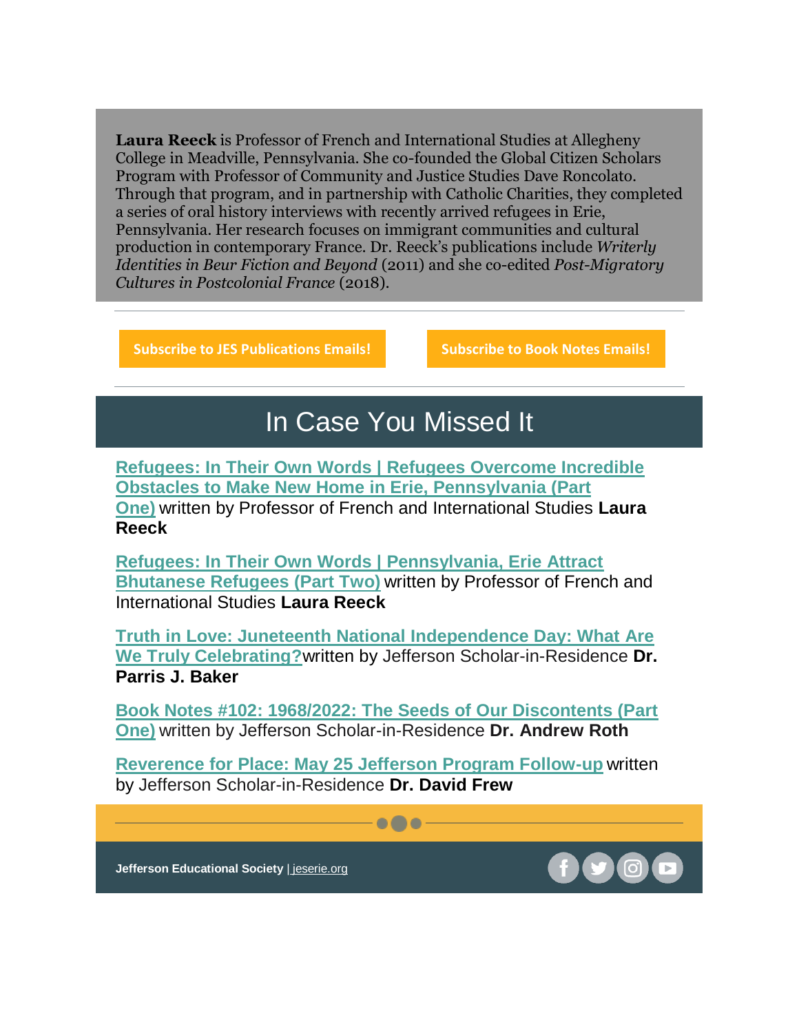**Laura Reeck** is Professor of French and International Studies at Allegheny College in Meadville, Pennsylvania. She co-founded the Global Citizen Scholars Program with Professor of Community and Justice Studies Dave Roncolato. Through that program, and in partnership with Catholic Charities, they completed a series of oral history interviews with recently arrived refugees in Erie, Pennsylvania. Her research focuses on immigrant communities and cultural production in contemporary France. Dr. Reeck's publications include *Writerly Identities in Beur Fiction and Beyond* (2011) and she co-edited *Post-Migratory Cultures in Postcolonial France* (2018).

Subscribe to JES Publications Emails!

Subscribe to Book Notes Emails!

# In Case You Missed It

**Refugees: In Their Own Words | Refugees Overcome Incredible Obstacles to Make New Home in Erie, Pennsylvania (Part One)** written by Professor of French and International Studies **Laura Reeck**

**Refugees: In Their Own Words | Pennsylvania, Erie Attract Bhutanese Refugees (Part Two)** written by Professor of French and International Studies **Laura Reeck**

**Truth in Love: Juneteenth National Independence Day: What Are We Truly Celebrating?** written by Jefferson Scholar-in-Residence **Dr. Parris J. Baker**

**Book Notes #102: 1968/2022: The Seeds of Our Discontents (Part One)** written by Jefferson Scholar-in-Residence **Dr. Andrew Roth**

**Reverence for Place: May 25 Jefferson Program Follow-up** written by Jefferson Scholar-in-Residence **Dr. David Frew**

**Jefferson Educational Society** | jeserie.org